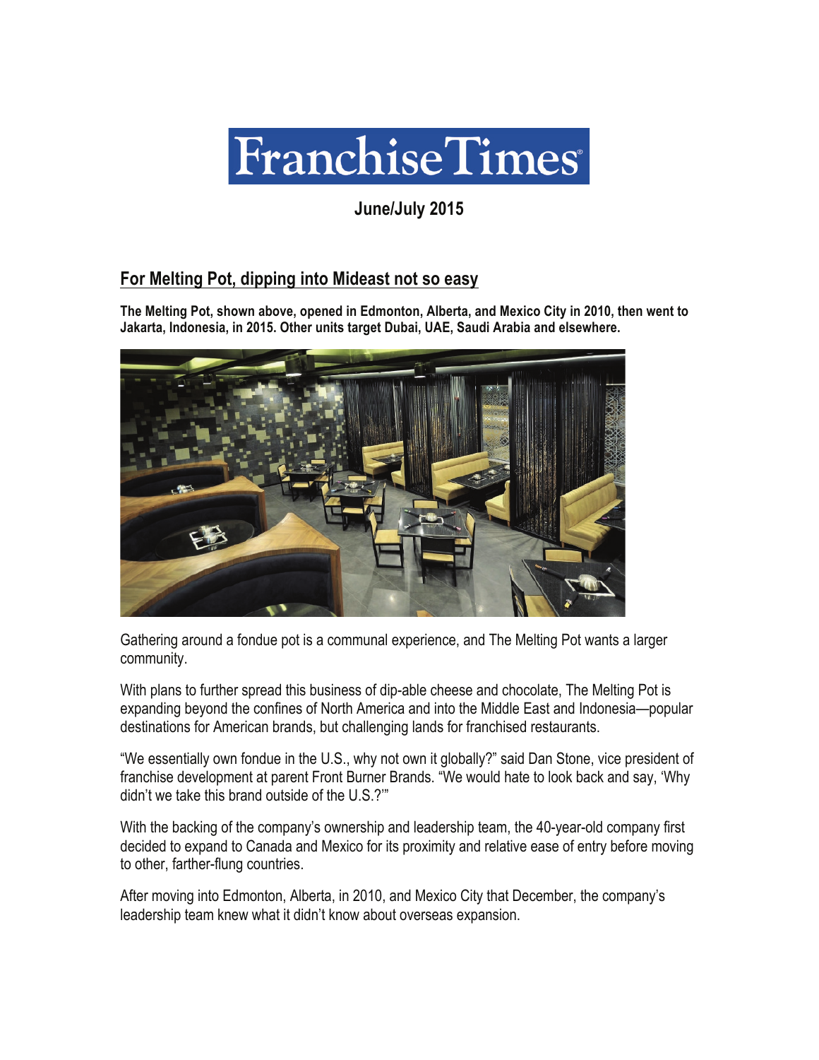# Franchise Times

**June/July 2015**

## For Melting Pot, dipping into Mideast not so easy

**The Melting Pot, shown above, opened in Edmonton, Alberta, and Mexico City in 2010, then went to Jakarta, Indonesia, in 2015. Other units target Dubai, UAE, Saudi Arabia and elsewhere.**

Gathering around a fondue pot is a communal experience, and The Melting Pot wants a larger community.

With plans to further spread this business of dip-able cheese and chocolate, The Melting Pot is expanding beyond the confines of North America and into the Middle East and Indonesia—popular destinations for American brands, but challenging lands for franchised restaurants.

"We essentially own fondue in the U.S., why not own it globally?" said Dan Stone, vice president of franchise development at parent Front Burner Brands. "We would hate to look back and say, 'Why didn't we take this brand outside of the U.S.?'"

With the backing of the company's ownership and leadership team, the 40-year-old company first decided to expand to Canada and Mexico for its proximity and relative ease of entry before moving to other, farther-flung countries.

After moving into Edmonton, Alberta, in 2010, and Mexico City that December, the company's leadership team knew what it didn't know about overseas expansion.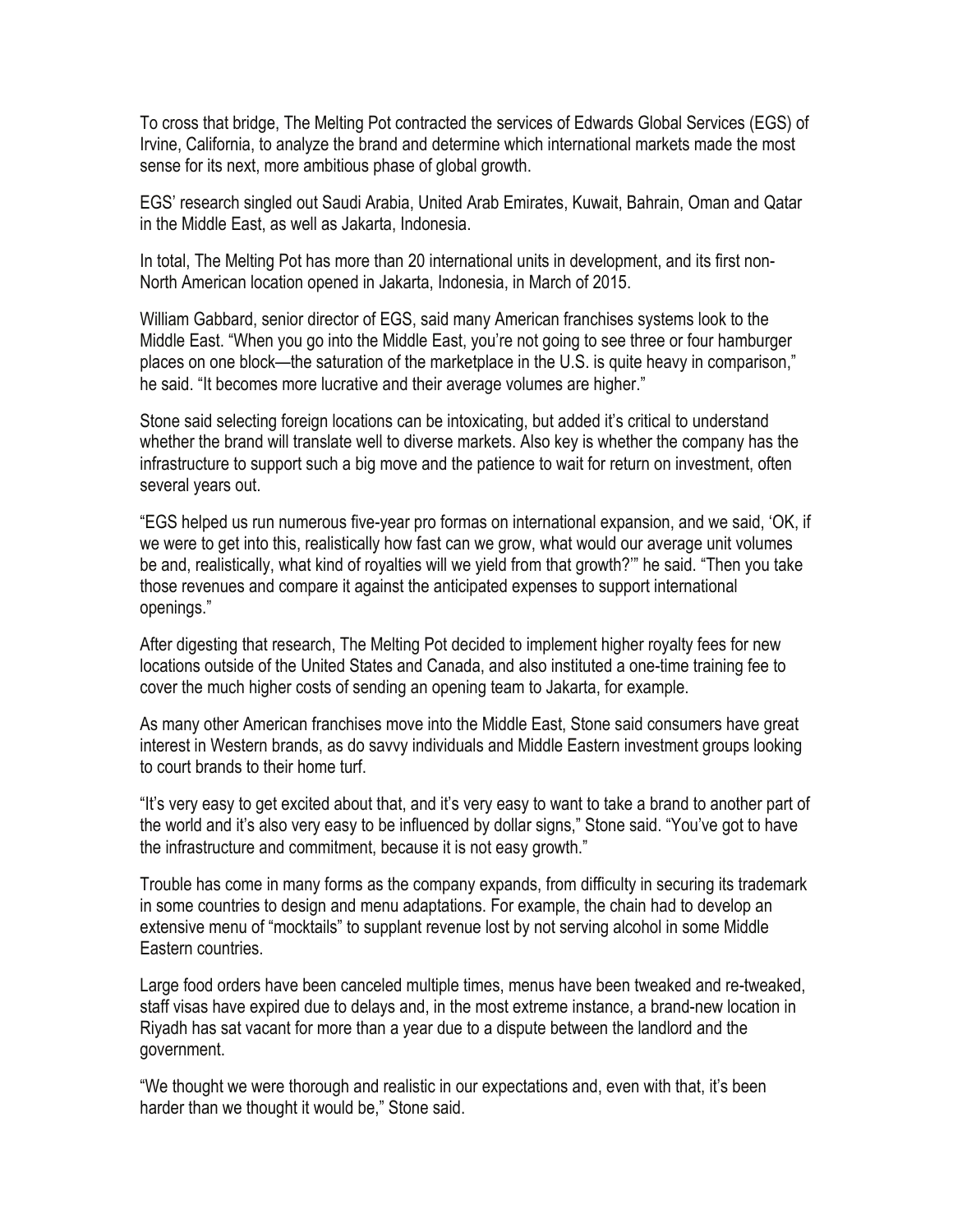To cross that bridge, The Melting Pot contracted the services of Edwards Global Services (EGS) of Irvine, California, to analyze the brand and determine which international markets made the most sense for its next, more ambitious phase of global growth.

EGS' research singled out Saudi Arabia, United Arab Emirates, Kuwait, Bahrain, Oman and Qatar in the Middle East, as well as Jakarta, Indonesia.

In total, The Melting Pot has more than 20 international units in development, and its first non-North American location opened in Jakarta, Indonesia, in March of 2015.

William Gabbard, senior director of EGS, said many American franchises systems look to the Middle East. "When you go into the Middle East, you're not going to see three or four hamburger places on one block—the saturation of the marketplace in the U.S. is quite heavy in comparison," he said. "It becomes more lucrative and their average volumes are higher."

Stone said selecting foreign locations can be intoxicating, but added it's critical to understand whether the brand will translate well to diverse markets. Also key is whether the company has the infrastructure to support such a big move and the patience to wait for return on investment, often several years out.

"EGS helped us run numerous five-year pro formas on international expansion, and we said, 'OK, if we were to get into this, realistically how fast can we grow, what would our average unit volumes be and, realistically, what kind of royalties will we yield from that growth?'" he said. "Then you take those revenues and compare it against the anticipated expenses to support international openings."

After digesting that research, The Melting Pot decided to implement higher royalty fees for new locations outside of the United States and Canada, and also instituted a one-time training fee to cover the much higher costs of sending an opening team to Jakarta, for example.

As many other American franchises move into the Middle East, Stone said consumers have great interest in Western brands, as do savvy individuals and Middle Eastern investment groups looking to court brands to their home turf.

"It's very easy to get excited about that, and it's very easy to want to take a brand to another part of the world and it's also very easy to be influenced by dollar signs," Stone said. "You've got to have the infrastructure and commitment, because it is not easy growth."

Trouble has come in many forms as the company expands, from difficulty in securing its trademark in some countries to design and menu adaptations. For example, the chain had to develop an extensive menu of "mocktails" to supplant revenue lost by not serving alcohol in some Middle Eastern countries.

Large food orders have been canceled multiple times, menus have been tweaked and re-tweaked, staff visas have expired due to delays and, in the most extreme instance, a brand-new location in Riyadh has sat vacant for more than a year due to a dispute between the landlord and the government.

"We thought we were thorough and realistic in our expectations and, even with that, it's been harder than we thought it would be," Stone said.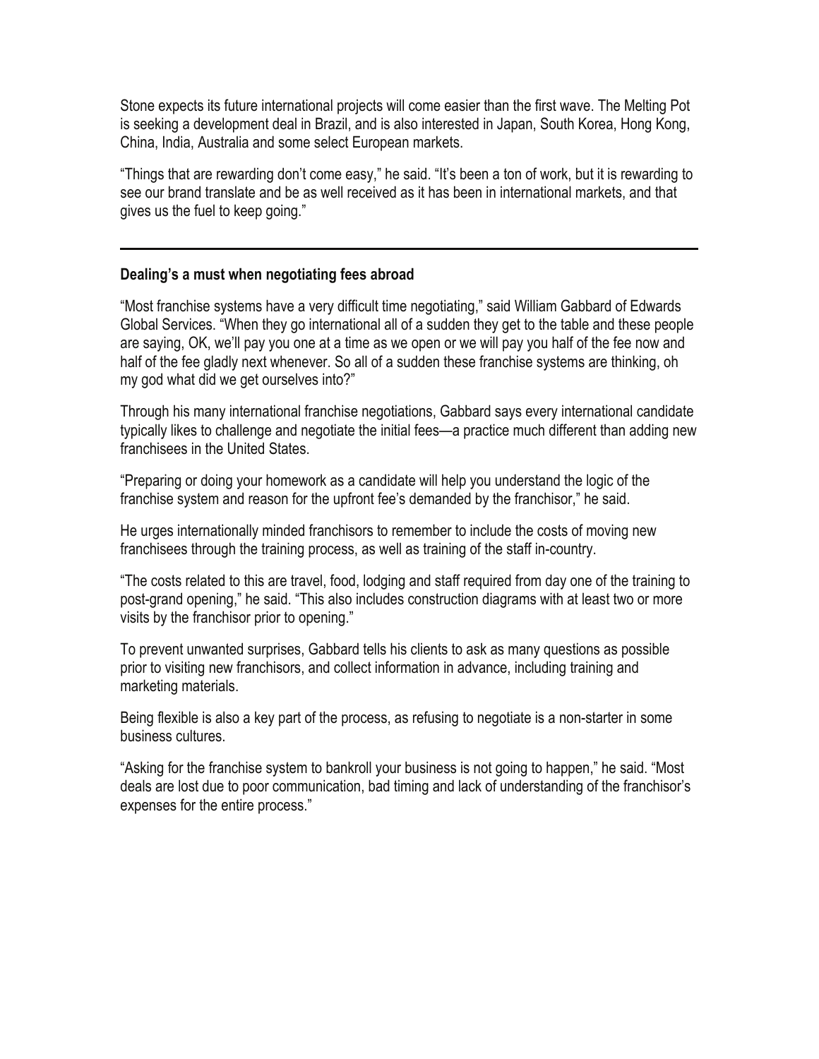Stone expects its future international projects will come easier than the first wave. The Melting Pot is seeking a development deal in Brazil, and is also interested in Japan, South Korea, Hong Kong, China, India, Australia and some select European markets.

"Things that are rewarding don't come easy," he said. "It's been a ton of work, but it is rewarding to see our brand translate and be as well received as it has been in international markets, and that gives us the fuel to keep going."

---

**Dealing's a must when negotiating fees abroad**

"Most franchise systems have a very difficult time negotiating," said William Gabbard of Edwards Global Services. "When they go international all of a sudden they get to the table and these people are saying, OK, we'll pay you one at a time as we open or we will pay you half of the fee now and half of the fee gladly next whenever. So all of a sudden these franchise systems are thinking, oh my god what did we get ourselves into?"

Through his many international franchise negotiations, Gabbard says every international candidate typically likes to challenge and negotiate the initial fees—a practice much different than adding new franchisees in the United States.

"Preparing or doing your homework as a candidate will help you understand the logic of the franchise system and reason for the upfront fee's demanded by the franchisor," he said.

He urges internationally minded franchisors to remember to include the costs of moving new franchisees through the training process, as well as training of the staff in-country.

"The costs related to this are travel, food, lodging and staff required from day one of the training to post-grand opening," he said. "This also includes construction diagrams with at least two or more visits by the franchisor prior to opening."

To prevent unwanted surprises, Gabbard tells his clients to ask as many questions as possible prior to visiting new franchisors, and collect information in advance, including training and marketing materials.

Being flexible is also a key part of the process, as refusing to negotiate is a non-starter in some business cultures.

"Asking for the franchise system to bankroll your business is not going to happen," he said. "Most deals are lost due to poor communication, bad timing and lack of understanding of the franchisor's expenses for the entire process."